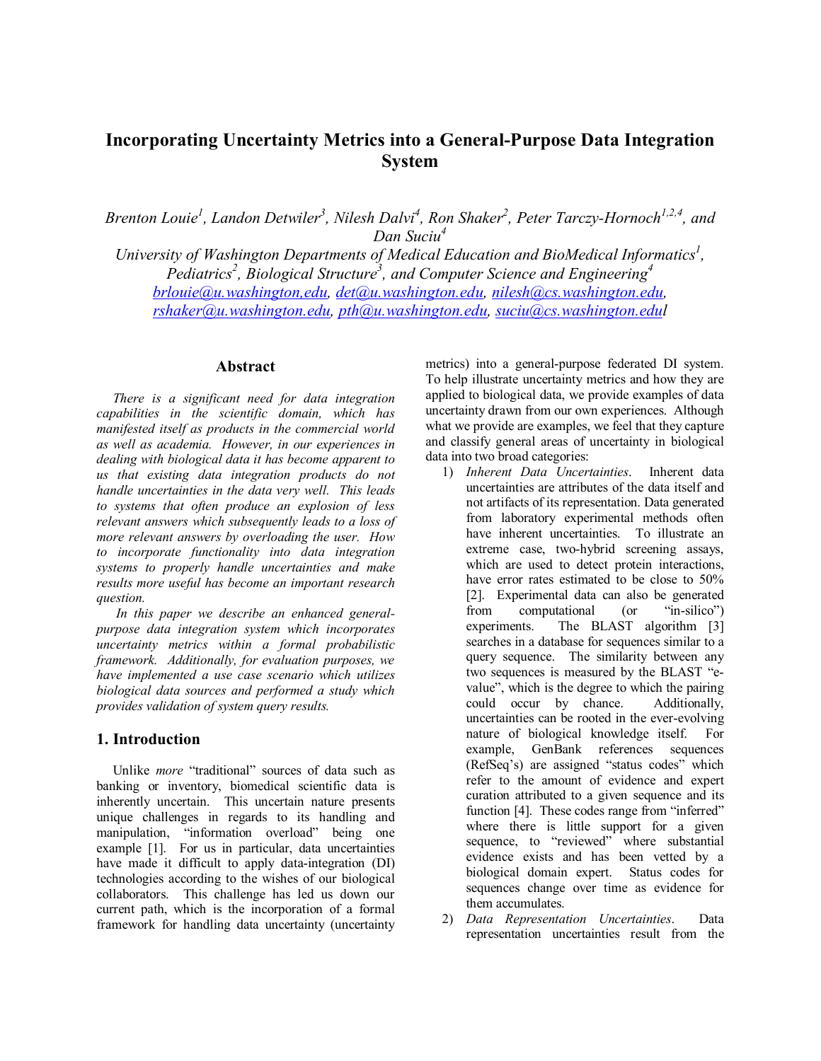# Incorporating Uncertainty Metrics into a General-Purpose Data Integration System

*Brenton Louie[1], Landon Detwiler[3], Nilesh Dalvi[4], Ron Shaker[2], Peter Tarczy-Hornoch[1,2,4], and Dan Suciu[4]*

*University of Washington Departments of Medical Education and BioMedical Informatics[1], Pediatrics[2], Biological Structure[3], and Computer Science and Engineering[4]*

brlouie@u.washington,edu, det@u.washington.edu, nilesh@cs.washington.edu, rshaker@u.washington.edu, pth@u.washington.edu, suciu@cs.washington.edul

## Abstract

*There is a significant need for data integration capabilities in the scientific domain, which has manifested itself as products in the commercial world as well as academia. However, in our experiences in dealing with biological data it has become apparent to us that existing data integration products do not handle uncertainties in the data very well. This leads to systems that often produce an explosion of less relevant answers which subsequently leads to a loss of more relevant answers by overloading the user. How to incorporate functionality into data integration systems to properly handle uncertainties and make results more useful has become an important research question.*

*In this paper we describe an enhanced general-purpose data integration system which incorporates uncertainty metrics within a formal probabilistic framework. Additionally, for evaluation purposes, we have implemented a use case scenario which utilizes biological data sources and performed a study which provides validation of system query results.*

## 1. Introduction

Unlike *more* "traditional" sources of data such as banking or inventory, biomedical scientific data is inherently uncertain. This uncertain nature presents unique challenges in regards to its handling and manipulation, "information overload" being one example [1]. For us in particular, data uncertainties have made it difficult to apply data-integration (DI) technologies according to the wishes of our biological collaborators. This challenge has led us down our current path, which is the incorporation of a formal framework for handling data uncertainty (uncertainty metrics) into a general-purpose federated DI system. To help illustrate uncertainty metrics and how they are applied to biological data, we provide examples of data uncertainty drawn from our own experiences. Although what we provide are examples, we feel that they capture and classify general areas of uncertainty in biological data into two broad categories:

1) *Inherent Data Uncertainties*. Inherent data uncertainties are attributes of the data itself and not artifacts of its representation. Data generated from laboratory experimental methods often have inherent uncertainties. To illustrate an extreme case, two-hybrid screening assays, which are used to detect protein interactions, have error rates estimated to be close to 50% [2]. Experimental data can also be generated from computational (or "in-silico") experiments. The BLAST algorithm [3] searches in a database for sequences similar to a query sequence. The similarity between any two sequences is measured by the BLAST "e-value", which is the degree to which the pairing could occur by chance. Additionally, uncertainties can be rooted in the ever-evolving nature of biological knowledge itself. For example, GenBank references sequences (RefSeq's) are assigned "status codes" which refer to the amount of evidence and expert curation attributed to a given sequence and its function [4]. These codes range from "inferred" where there is little support for a given sequence, to "reviewed" where substantial evidence exists and has been vetted by a biological domain expert. Status codes for sequences change over time as evidence for them accumulates.

2) *Data Representation Uncertainties*. Data representation uncertainties result from the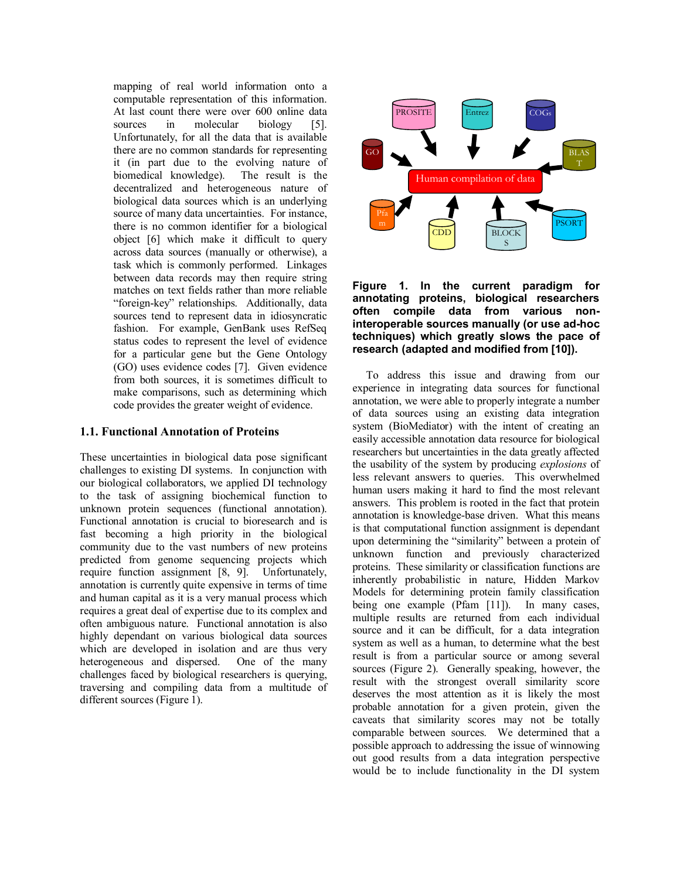mapping of real world information onto a computable representation of this information. At last count there were over 600 online data sources in molecular biology [5]. Unfortunately, for all the data that is available there are no common standards for representing it (in part due to the evolving nature of biomedical knowledge). The result is the decentralized and heterogeneous nature of biological data sources which is an underlying source of many data uncertainties. For instance, there is no common identifier for a biological object [6] which make it difficult to query across data sources (manually or otherwise), a task which is commonly performed. Linkages between data records may then require string matches on text fields rather than more reliable "foreign-key" relationships. Additionally, data sources tend to represent data in idiosyncratic fashion. For example, GenBank uses RefSeq status codes to represent the level of evidence for a particular gene but the Gene Ontology (GO) uses evidence codes [7]. Given evidence from both sources, it is sometimes difficult to make comparisons, such as determining which code provides the greater weight of evidence.

### 1.1. Functional Annotation of Proteins

These uncertainties in biological data pose significant challenges to existing DI systems. In conjunction with our biological collaborators, we applied DI technology to the task of assigning biochemical function to unknown protein sequences (functional annotation). Functional annotation is crucial to bioresearch and is fast becoming a high priority in the biological community due to the vast numbers of new proteins predicted from genome sequencing projects which require function assignment [8, 9]. Unfortunately, annotation is currently quite expensive in terms of time and human capital as it is a very manual process which requires a great deal of expertise due to its complex and often ambiguous nature. Functional annotation is also highly dependant on various biological data sources which are developed in isolation and are thus very heterogeneous and dispersed. One of the many challenges faced by biological researchers is querying, traversing and compiling data from a multitude of different sources (Figure 1).

**Figure 1. In the current paradigm for annotating proteins, biological researchers often compile data from various non-interoperable sources manually (or use ad-hoc techniques) which greatly slows the pace of research (adapted and modified from [10]).**

To address this issue and drawing from our experience in integrating data sources for functional annotation, we were able to properly integrate a number of data sources using an existing data integration system (BioMediator) with the intent of creating an easily accessible annotation data resource for biological researchers but uncertainties in the data greatly affected the usability of the system by producing *explosions* of less relevant answers to queries. This overwhelmed human users making it hard to find the most relevant answers. This problem is rooted in the fact that protein annotation is knowledge-base driven. What this means is that computational function assignment is dependant upon determining the "similarity" between a protein of unknown function and previously characterized proteins. These similarity or classification functions are inherently probabilistic in nature, Hidden Markov Models for determining protein family classification being one example (Pfam [11]). In many cases, multiple results are returned from each individual source and it can be difficult, for a data integration system as well as a human, to determine what the best result is from a particular source or among several sources (Figure 2). Generally speaking, however, the result with the strongest overall similarity score deserves the most attention as it is likely the most probable annotation for a given protein, given the caveats that similarity scores may not be totally comparable between sources. We determined that a possible approach to addressing the issue of winnowing out good results from a data integration perspective would be to include functionality in the DI system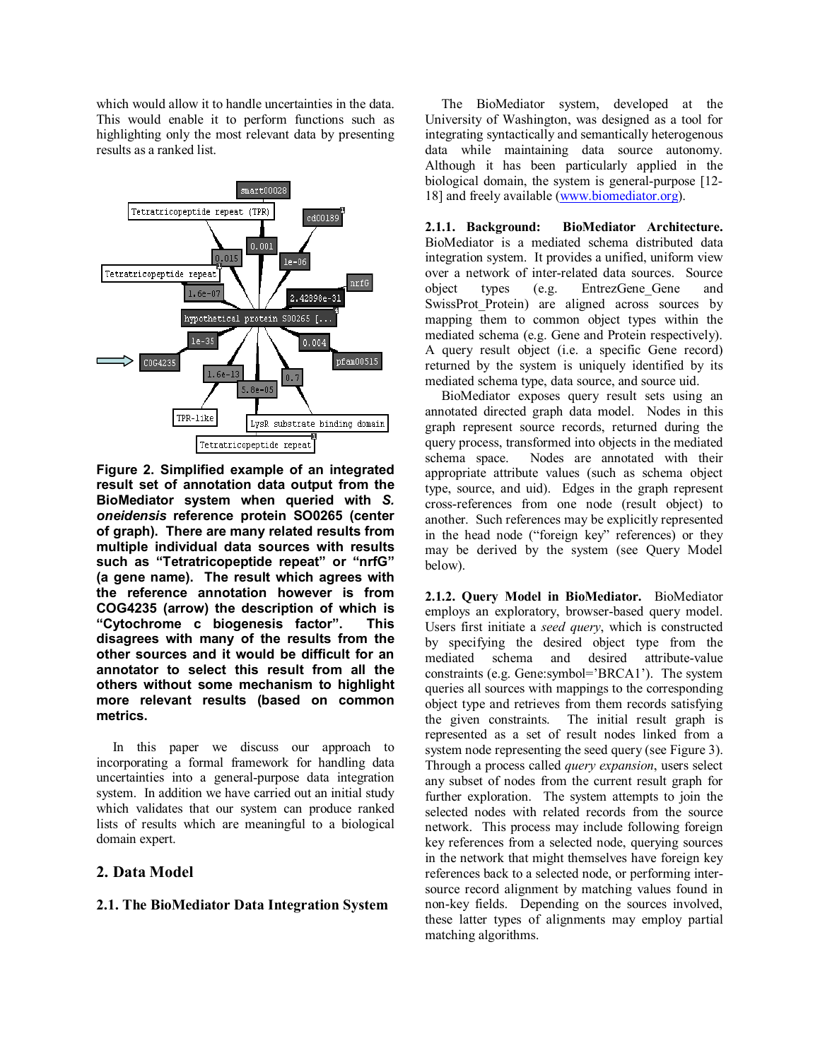which would allow it to handle uncertainties in the data. This would enable it to perform functions such as highlighting only the most relevant data by presenting results as a ranked list.

**Figure 2. Simplified example of an integrated result set of annotation data output from the BioMediator system when queried with *S. oneidensis* reference protein SO0265 (center of graph). There are many related results from multiple individual data sources with results such as "Tetratricopeptide repeat" or "nrfG" (a gene name). The result which agrees with the reference annotation however is from COG4235 (arrow) the description of which is "Cytochrome c biogenesis factor". This disagrees with many of the results from the other sources and it would be difficult for an annotator to select this result from all the others without some mechanism to highlight more relevant results (based on common metrics.**

In this paper we discuss our approach to incorporating a formal framework for handling data uncertainties into a general-purpose data integration system. In addition we have carried out an initial study which validates that our system can produce ranked lists of results which are meaningful to a biological domain expert.

## 2. Data Model

### 2.1. The BioMediator Data Integration System

The BioMediator system, developed at the University of Washington, was designed as a tool for integrating syntactically and semantically heterogenous data while maintaining data source autonomy. Although it has been particularly applied in the biological domain, the system is general-purpose [12-18] and freely available (www.biomediator.org).

**2.1.1. Background: BioMediator Architecture.** BioMediator is a mediated schema distributed data integration system. It provides a unified, uniform view over a network of inter-related data sources. Source object types (e.g. EntrezGene_Gene and SwissProt_Protein) are aligned across sources by mapping them to common object types within the mediated schema (e.g. Gene and Protein respectively). A query result object (i.e. a specific Gene record) returned by the system is uniquely identified by its mediated schema type, data source, and source uid.

BioMediator exposes query result sets using an annotated directed graph data model. Nodes in this graph represent source records, returned during the query process, transformed into objects in the mediated schema space. Nodes are annotated with their appropriate attribute values (such as schema object type, source, and uid). Edges in the graph represent cross-references from one node (result object) to another. Such references may be explicitly represented in the head node ("foreign key" references) or they may be derived by the system (see Query Model below).

**2.1.2. Query Model in BioMediator.** BioMediator employs an exploratory, browser-based query model. Users first initiate a *seed query*, which is constructed by specifying the desired object type from the mediated schema and desired attribute-value constraints (e.g. Gene:symbol='BRCA1'). The system queries all sources with mappings to the corresponding object type and retrieves from them records satisfying the given constraints. The initial result graph is represented as a set of result nodes linked from a system node representing the seed query (see Figure 3). Through a process called *query expansion*, users select any subset of nodes from the current result graph for further exploration. The system attempts to join the selected nodes with related records from the source network. This process may include following foreign key references from a selected node, querying sources in the network that might themselves have foreign key references back to a selected node, or performing inter-source record alignment by matching values found in non-key fields. Depending on the sources involved, these latter types of alignments may employ partial matching algorithms.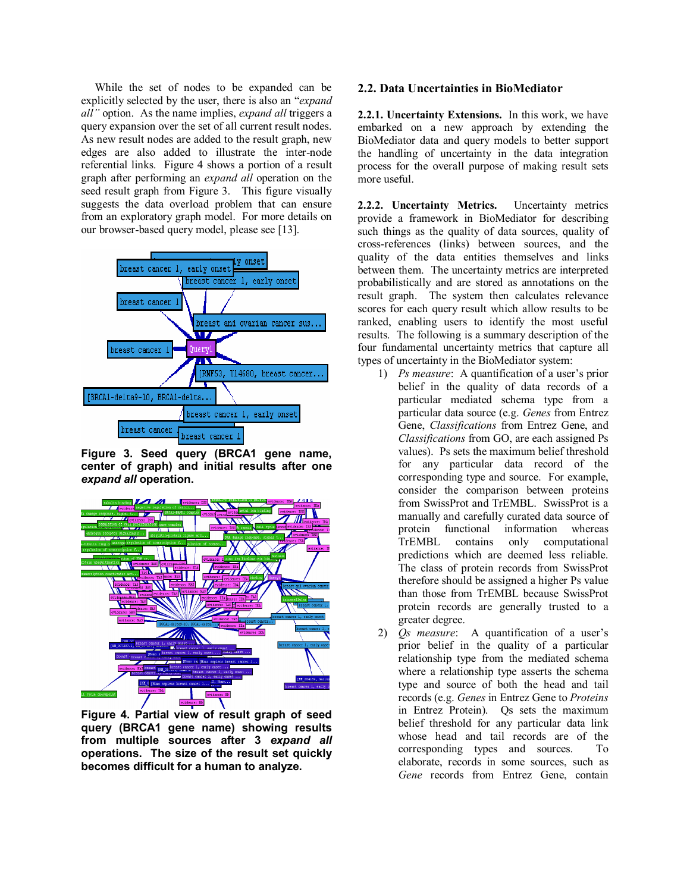While the set of nodes to be expanded can be explicitly selected by the user, there is also an "*expand all*" option. As the name implies, *expand all* triggers a query expansion over the set of all current result nodes. As new result nodes are added to the result graph, new edges are also added to illustrate the inter-node referential links. Figure 4 shows a portion of a result graph after performing an *expand all* operation on the seed result graph from Figure 3. This figure visually suggests the data overload problem that can ensure from an exploratory graph model. For more details on our browser-based query model, please see [13].

**Figure 3. Seed query (BRCA1 gene name, center of graph) and initial results after one *expand all* operation.**

**Figure 4. Partial view of result graph of seed query (BRCA1 gene name) showing results from multiple sources after 3 *expand all* operations. The size of the result set quickly becomes difficult for a human to analyze.**

## 2.2. Data Uncertainties in BioMediator

**2.2.1. Uncertainty Extensions.** In this work, we have embarked on a new approach by extending the BioMediator data and query models to better support the handling of uncertainty in the data integration process for the overall purpose of making result sets more useful.

**2.2.2. Uncertainty Metrics.** Uncertainty metrics provide a framework in BioMediator for describing such things as the quality of data sources, quality of cross-references (links) between sources, and the quality of the data entities themselves and links between them. The uncertainty metrics are interpreted probabilistically and are stored as annotations on the result graph. The system then calculates relevance scores for each query result which allow results to be ranked, enabling users to identify the most useful results. The following is a summary description of the four fundamental uncertainty metrics that capture all types of uncertainty in the BioMediator system:

1) *Ps measure*: A quantification of a user's prior belief in the quality of data records of a particular mediated schema type from a particular data source (e.g. *Genes* from Entrez Gene, *Classifications* from Entrez Gene, and *Classifications* from GO, are each assigned Ps values). Ps sets the maximum belief threshold for any particular data record of the corresponding type and source. For example, consider the comparison between proteins from SwissProt and TrEMBL. SwissProt is a manually and carefully curated data source of protein functional information whereas TrEMBL contains only computational predictions which are deemed less reliable. The class of protein records from SwissProt therefore should be assigned a higher Ps value than those from TrEMBL because SwissProt protein records are generally trusted to a greater degree.
2) *Qs measure*: A quantification of a user's prior belief in the quality of a particular relationship type from the mediated schema where a relationship type asserts the schema type and source of both the head and tail records (e.g. *Genes* in Entrez Gene to *Proteins* in Entrez Protein). Qs sets the maximum belief threshold for any particular data link whose head and tail records are of the corresponding types and sources. To elaborate, records in some sources, such as *Gene* records from Entrez Gene, contain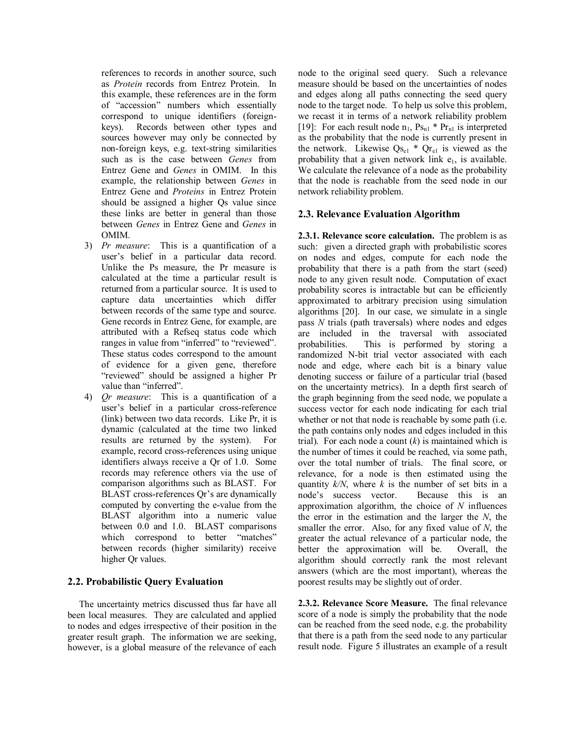references to records in another source, such as *Protein* records from Entrez Protein. In this example, these references are in the form of "accession" numbers which essentially correspond to unique identifiers (foreign-keys). Records between other types and sources however may only be connected by non-foreign keys, e.g. text-string similarities such as is the case between *Genes* from Entrez Gene and *Genes* in OMIM. In this example, the relationship between *Genes* in Entrez Gene and *Proteins* in Entrez Protein should be assigned a higher Qs value since these links are better in general than those between *Genes* in Entrez Gene and *Genes* in OMIM.

3) *Pr measure*: This is a quantification of a user's belief in a particular data record. Unlike the Ps measure, the Pr measure is calculated at the time a particular result is returned from a particular source. It is used to capture data uncertainties which differ between records of the same type and source. Gene records in Entrez Gene, for example, are attributed with a Refseq status code which ranges in value from "inferred" to "reviewed". These status codes correspond to the amount of evidence for a given gene, therefore "reviewed" should be assigned a higher Pr value than "inferred".
4) *Qr measure*: This is a quantification of a user's belief in a particular cross-reference (link) between two data records. Like Pr, it is dynamic (calculated at the time two linked results are returned by the system). For example, record cross-references using unique identifiers always receive a Qr of 1.0. Some records may reference others via the use of comparison algorithms such as BLAST. For BLAST cross-references Qr's are dynamically computed by converting the e-value from the BLAST algorithm into a numeric value between 0.0 and 1.0. BLAST comparisons which correspond to better "matches" between records (higher similarity) receive higher Qr values.

## 2.2. Probabilistic Query Evaluation

The uncertainty metrics discussed thus far have all been local measures. They are calculated and applied to nodes and edges irrespective of their position in the greater result graph. The information we are seeking, however, is a global measure of the relevance of each node to the original seed query. Such a relevance measure should be based on the uncertainties of nodes and edges along all paths connecting the seed query node to the target node. To help us solve this problem, we recast it in terms of a network reliability problem [19]: For each result node $n_1$, $Ps_{n1} * Pr_{n1}$ is interpreted as the probability that the node is currently present in the network. Likewise $Qs_{e1} * Qr_{e1}$ is viewed as the probability that a given network link $e_1$, is available. We calculate the relevance of a node as the probability that the node is reachable from the seed node in our network reliability problem.

## 2.3. Relevance Evaluation Algorithm

**2.3.1. Relevance score calculation.** The problem is as such: given a directed graph with probabilistic scores on nodes and edges, compute for each node the probability that there is a path from the start (seed) node to any given result node. Computation of exact probability scores is intractable but can be efficiently approximated to arbitrary precision using simulation algorithms [20]. In our case, we simulate in a single pass *N* trials (path traversals) where nodes and edges are included in the traversal with associated probabilities. This is performed by storing a randomized N-bit trial vector associated with each node and edge, where each bit is a binary value denoting success or failure of a particular trial (based on the uncertainty metrics). In a depth first search of the graph beginning from the seed node, we populate a success vector for each node indicating for each trial whether or not that node is reachable by some path (i.e. the path contains only nodes and edges included in this trial). For each node a count (*k*) is maintained which is the number of times it could be reached, via some path, over the total number of trials. The final score, or relevance, for a node is then estimated using the quantity *k/N*, where *k* is the number of set bits in a node's success vector. Because this is an approximation algorithm, the choice of *N* influences the error in the estimation and the larger the *N*, the smaller the error. Also, for any fixed value of *N*, the greater the actual relevance of a particular node, the better the approximation will be. Overall, the algorithm should correctly rank the most relevant answers (which are the most important), whereas the poorest results may be slightly out of order.

**2.3.2. Relevance Score Measure.** The final relevance score of a node is simply the probability that the node can be reached from the seed node, e.g. the probability that there is a path from the seed node to any particular result node. Figure 5 illustrates an example of a result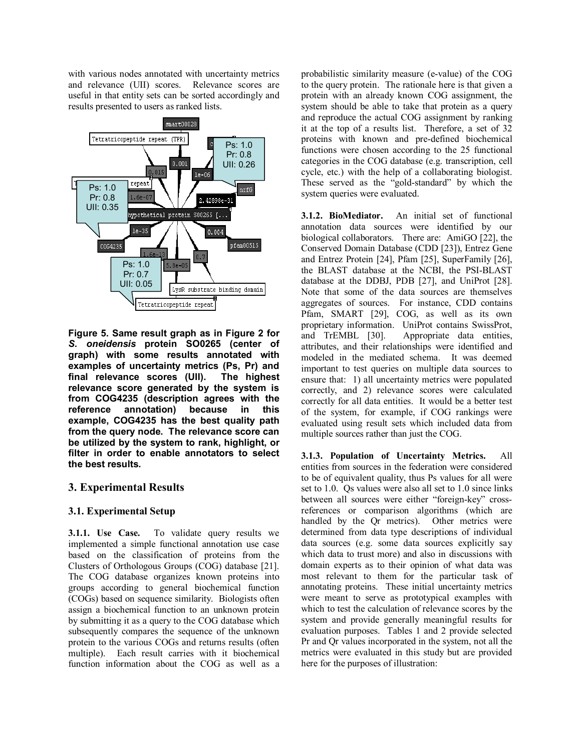with various nodes annotated with uncertainty metrics and relevance (UII) scores. Relevance scores are useful in that entity sets can be sorted accordingly and results presented to users as ranked lists.

**Figure 5. Same result graph as in Figure 2 for *S. oneidensis* protein SO0265 (center of graph) with some results annotated with examples of uncertainty metrics (Ps, Pr) and final relevance scores (UII). The highest relevance score generated by the system is from COG4235 (description agrees with the reference annotation) because in this example, COG4235 has the best quality path from the query node. The relevance score can be utilized by the system to rank, highlight, or filter in order to enable annotators to select the best results.**

## 3. Experimental Results

### 3.1. Experimental Setup

**3.1.1. Use Case.** To validate query results we implemented a simple functional annotation use case based on the classification of proteins from the Clusters of Orthologous Groups (COG) database [21]. The COG database organizes known proteins into groups according to general biochemical function (COGs) based on sequence similarity. Biologists often assign a biochemical function to an unknown protein by submitting it as a query to the COG database which subsequently compares the sequence of the unknown protein to the various COGs and returns results (often multiple). Each result carries with it biochemical function information about the COG as well as a probabilistic similarity measure (e-value) of the COG to the query protein. The rationale here is that given a protein with an already known COG assignment, the system should be able to take that protein as a query and reproduce the actual COG assignment by ranking it at the top of a results list. Therefore, a set of 32 proteins with known and pre-defined biochemical functions were chosen according to the 25 functional categories in the COG database (e.g. transcription, cell cycle, etc.) with the help of a collaborating biologist. These served as the "gold-standard" by which the system queries were evaluated.

**3.1.2. BioMediator.** An initial set of functional annotation data sources were identified by our biological collaborators. There are: AmiGO [22], the Conserved Domain Database (CDD [23]), Entrez Gene and Entrez Protein [24], Pfam [25], SuperFamily [26], the BLAST database at the NCBI, the PSI-BLAST database at the DDBJ, PDB [27], and UniProt [28]. Note that some of the data sources are themselves aggregates of sources. For instance, CDD contains Pfam, SMART [29], COG, as well as its own proprietary information. UniProt contains SwissProt, and TrEMBL [30]. Appropriate data entities, attributes, and their relationships were identified and modeled in the mediated schema. It was deemed important to test queries on multiple data sources to ensure that: 1) all uncertainty metrics were populated correctly, and 2) relevance scores were calculated correctly for all data entities. It would be a better test of the system, for example, if COG rankings were evaluated using result sets which included data from multiple sources rather than just the COG.

**3.1.3. Population of Uncertainty Metrics.** All entities from sources in the federation were considered to be of equivalent quality, thus Ps values for all were set to 1.0. Qs values were also all set to 1.0 since links between all sources were either "foreign-key" cross-references or comparison algorithms (which are handled by the Qr metrics). Other metrics were determined from data type descriptions of individual data sources (e.g. some data sources explicitly say which data to trust more) and also in discussions with domain experts as to their opinion of what data was most relevant to them for the particular task of annotating proteins. These initial uncertainty metrics were meant to serve as prototypical examples with which to test the calculation of relevance scores by the system and provide generally meaningful results for evaluation purposes. Tables 1 and 2 provide selected Pr and Qr values incorporated in the system, not all the metrics were evaluated in this study but are provided here for the purposes of illustration: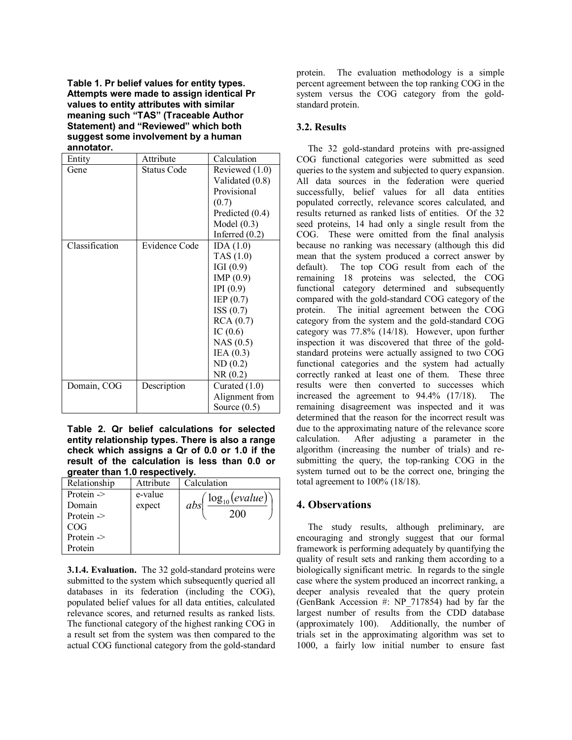**Table 1. Pr belief values for entity types. Attempts were made to assign identical Pr values to entity attributes with similar meaning such "TAS" (Traceable Author Statement) and "Reviewed" which both suggest some involvement by a human annotator.**

| Entity | Attribute | Calculation |
|---|---|---|
| Gene | Status Code | Reviewed (1.0)<br>Validated (0.8)<br>Provisional (0.7)<br>Predicted (0.4)<br>Model (0.3)<br>Inferred (0.2) |
| Classification | Evidence Code | IDA (1.0)<br>TAS (1.0)<br>IGI (0.9)<br>IMP (0.9)<br>IPI (0.9)<br>IEP (0.7)<br>ISS (0.7)<br>RCA (0.7)<br>IC (0.6)<br>NAS (0.5)<br>IEA (0.3)<br>ND (0.2)<br>NR (0.2) |
| Domain, COG | Description | Curated (1.0)<br>Alignment from Source (0.5) |

**Table 2. Qr belief calculations for selected entity relationship types. There is also a range check which assigns a Qr of 0.0 or 1.0 if the result of the calculation is less than 0.0 or greater than 1.0 respectively.**

| Relationship | Attribute | Calculation |
|---|---|---|
| Protein -> Domain<br>Protein -> COG<br>Protein -> Protein | e-value expect | $abs\left(\frac{\log_{10}(evalue)}{200}\right)$ |

**3.1.4. Evaluation.** The 32 gold-standard proteins were submitted to the system which subsequently queried all databases in its federation (including the COG), populated belief values for all data entities, calculated relevance scores, and returned results as ranked lists. The functional category of the highest ranking COG in a result set from the system was then compared to the actual COG functional category from the gold-standard protein. The evaluation methodology is a simple percent agreement between the top ranking COG in the system versus the COG category from the gold-standard protein.

### 3.2. Results

The 32 gold-standard proteins with pre-assigned COG functional categories were submitted as seed queries to the system and subjected to query expansion. All data sources in the federation were queried successfully, belief values for all data entities populated correctly, relevance scores calculated, and results returned as ranked lists of entities. Of the 32 seed proteins, 14 had only a single result from the COG. These were omitted from the final analysis because no ranking was necessary (although this did mean that the system produced a correct answer by default). The top COG result from each of the remaining 18 proteins was selected, the COG functional category determined and subsequently compared with the gold-standard COG category of the protein. The initial agreement between the COG category from the system and the gold-standard COG category was 77.8% (14/18). However, upon further inspection it was discovered that three of the gold-standard proteins were actually assigned to two COG functional categories and the system had actually correctly ranked at least one of them. These three results were then converted to successes which increased the agreement to 94.4% (17/18). The remaining disagreement was inspected and it was determined that the reason for the incorrect result was due to the approximating nature of the relevance score calculation. After adjusting a parameter in the algorithm (increasing the number of trials) and re-submitting the query, the top-ranking COG in the system turned out to be the correct one, bringing the total agreement to 100% (18/18).

## 4. Observations

The study results, although preliminary, are encouraging and strongly suggest that our formal framework is performing adequately by quantifying the quality of result sets and ranking them according to a biologically significant metric. In regards to the single case where the system produced an incorrect ranking, a deeper analysis revealed that the query protein (GenBank Accession #: NP_717854) had by far the largest number of results from the CDD database (approximately 100). Additionally, the number of trials set in the approximating algorithm was set to 1000, a fairly low initial number to ensure fast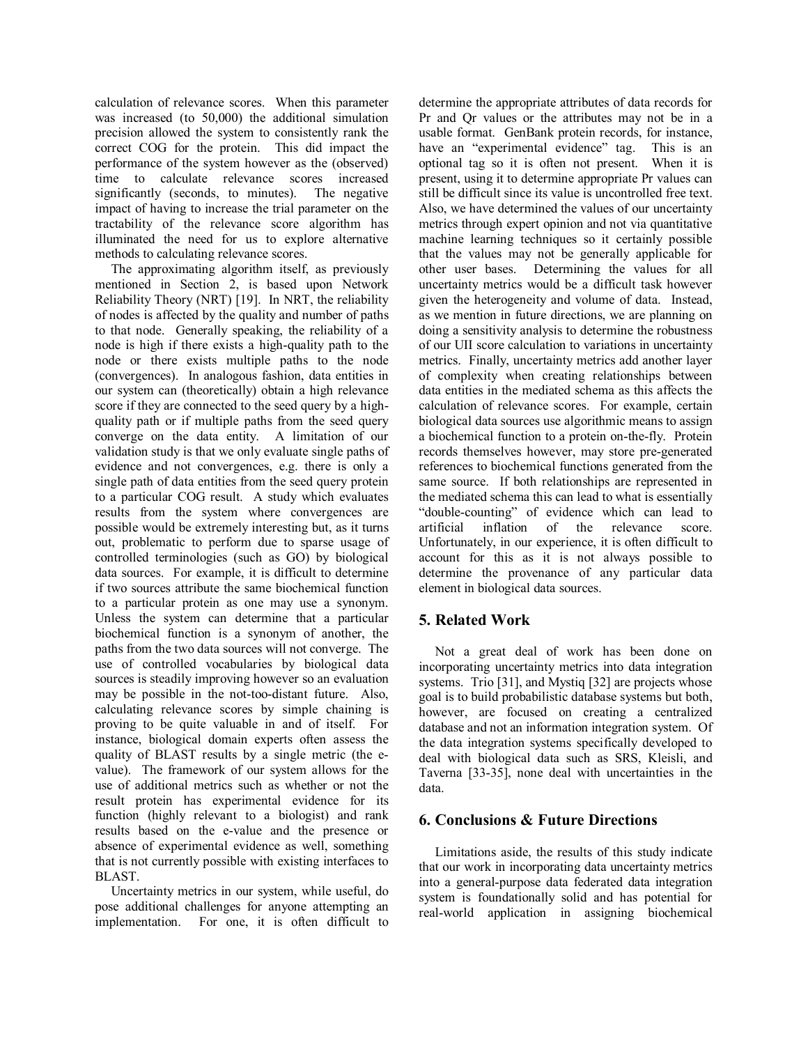calculation of relevance scores. When this parameter was increased (to 50,000) the additional simulation precision allowed the system to consistently rank the correct COG for the protein. This did impact the performance of the system however as the (observed) time to calculate relevance scores increased significantly (seconds, to minutes). The negative impact of having to increase the trial parameter on the tractability of the relevance score algorithm has illuminated the need for us to explore alternative methods to calculating relevance scores.

The approximating algorithm itself, as previously mentioned in Section 2, is based upon Network Reliability Theory (NRT) [19]. In NRT, the reliability of nodes is affected by the quality and number of paths to that node. Generally speaking, the reliability of a node is high if there exists a high-quality path to the node or there exists multiple paths to the node (convergences). In analogous fashion, data entities in our system can (theoretically) obtain a high relevance score if they are connected to the seed query by a high-quality path or if multiple paths from the seed query converge on the data entity. A limitation of our validation study is that we only evaluate single paths of evidence and not convergences, e.g. there is only a single path of data entities from the seed query protein to a particular COG result. A study which evaluates results from the system where convergences are possible would be extremely interesting but, as it turns out, problematic to perform due to sparse usage of controlled terminologies (such as GO) by biological data sources. For example, it is difficult to determine if two sources attribute the same biochemical function to a particular protein as one may use a synonym. Unless the system can determine that a particular biochemical function is a synonym of another, the paths from the two data sources will not converge. The use of controlled vocabularies by biological data sources is steadily improving however so an evaluation may be possible in the not-too-distant future. Also, calculating relevance scores by simple chaining is proving to be quite valuable in and of itself. For instance, biological domain experts often assess the quality of BLAST results by a single metric (the e-value). The framework of our system allows for the use of additional metrics such as whether or not the result protein has experimental evidence for its function (highly relevant to a biologist) and rank results based on the e-value and the presence or absence of experimental evidence as well, something that is not currently possible with existing interfaces to BLAST.

Uncertainty metrics in our system, while useful, do pose additional challenges for anyone attempting an implementation. For one, it is often difficult to determine the appropriate attributes of data records for Pr and Qr values or the attributes may not be in a usable format. GenBank protein records, for instance, have an "experimental evidence" tag. This is an optional tag so it is often not present. When it is present, using it to determine appropriate Pr values can still be difficult since its value is uncontrolled free text. Also, we have determined the values of our uncertainty metrics through expert opinion and not via quantitative machine learning techniques so it certainly possible that the values may not be generally applicable for other user bases. Determining the values for all uncertainty metrics would be a difficult task however given the heterogeneity and volume of data. Instead, as we mention in future directions, we are planning on doing a sensitivity analysis to determine the robustness of our UII score calculation to variations in uncertainty metrics. Finally, uncertainty metrics add another layer of complexity when creating relationships between data entities in the mediated schema as this affects the calculation of relevance scores. For example, certain biological data sources use algorithmic means to assign a biochemical function to a protein on-the-fly. Protein records themselves however, may store pre-generated references to biochemical functions generated from the same source. If both relationships are represented in the mediated schema this can lead to what is essentially "double-counting" of evidence which can lead to artificial inflation of the relevance score. Unfortunately, in our experience, it is often difficult to account for this as it is not always possible to determine the provenance of any particular data element in biological data sources.

## 5. Related Work

Not a great deal of work has been done on incorporating uncertainty metrics into data integration systems. Trio [31], and Mystiq [32] are projects whose goal is to build probabilistic database systems but both, however, are focused on creating a centralized database and not an information integration system. Of the data integration systems specifically developed to deal with biological data such as SRS, Kleisli, and Taverna [33-35], none deal with uncertainties in the data.

## 6. Conclusions & Future Directions

Limitations aside, the results of this study indicate that our work in incorporating data uncertainty metrics into a general-purpose data federated data integration system is foundationally solid and has potential for real-world application in assigning biochemical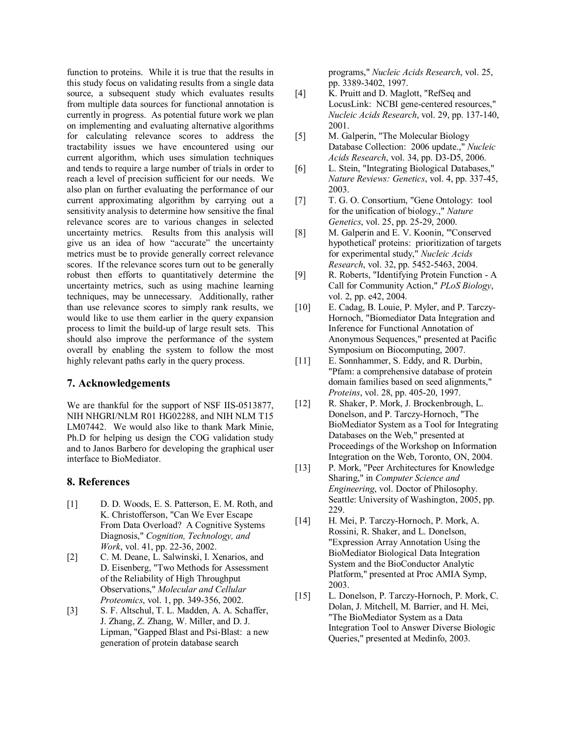function to proteins. While it is true that the results in this study focus on validating results from a single data source, a subsequent study which evaluates results from multiple data sources for functional annotation is currently in progress. As potential future work we plan on implementing and evaluating alternative algorithms for calculating relevance scores to address the tractability issues we have encountered using our current algorithm, which uses simulation techniques and tends to require a large number of trials in order to reach a level of precision sufficient for our needs. We also plan on further evaluating the performance of our current approximating algorithm by carrying out a sensitivity analysis to determine how sensitive the final relevance scores are to various changes in selected uncertainty metrics. Results from this analysis will give us an idea of how "accurate" the uncertainty metrics must be to provide generally correct relevance scores. If the relevance scores turn out to be generally robust then efforts to quantitatively determine the uncertainty metrics, such as using machine learning techniques, may be unnecessary. Additionally, rather than use relevance scores to simply rank results, we would like to use them earlier in the query expansion process to limit the build-up of large result sets. This should also improve the performance of the system overall by enabling the system to follow the most highly relevant paths early in the query process.

## 7. Acknowledgements

We are thankful for the support of NSF IIS-0513877, NIH NHGRI/NLM R01 HG02288, and NIH NLM T15 LM07442. We would also like to thank Mark Minie, Ph.D for helping us design the COG validation study and to Janos Barbero for developing the graphical user interface to BioMediator.

## 8. References

[1] D. D. Woods, E. S. Patterson, E. M. Roth, and K. Christofferson, "Can We Ever Escape From Data Overload? A Cognitive Systems Diagnosis," *Cognition, Technology, and Work*, vol. 41, pp. 22-36, 2002.

[2] C. M. Deane, L. Salwinski, I. Xenarios, and D. Eisenberg, "Two Methods for Assessment of the Reliability of High Throughput Observations," *Molecular and Cellular Proteomics*, vol. 1, pp. 349-356, 2002.

[3] S. F. Altschul, T. L. Madden, A. A. Schaffer, J. Zhang, Z. Zhang, W. Miller, and D. J. Lipman, "Gapped Blast and Psi-Blast: a new generation of protein database search programs," *Nucleic Acids Research*, vol. 25, pp. 3389-3402, 1997.

[4] K. Pruitt and D. Maglott, "RefSeq and LocusLink: NCBI gene-centered resources," *Nucleic Acids Research*, vol. 29, pp. 137-140, 2001.

[5] M. Galperin, "The Molecular Biology Database Collection: 2006 update.," *Nucleic Acids Research*, vol. 34, pp. D3-D5, 2006.

[6] L. Stein, "Integrating Biological Databases," *Nature Reviews: Genetics*, vol. 4, pp. 337-45, 2003.

[7] T. G. O. Consortium, "Gene Ontology: tool for the unification of biology.," *Nature Genetics*, vol. 25, pp. 25-29, 2000.

[8] M. Galperin and E. V. Koonin, "'Conserved hypothetical' proteins: prioritization of targets for experimental study," *Nucleic Acids Research*, vol. 32, pp. 5452-5463, 2004.

[9] R. Roberts, "Identifying Protein Function - A Call for Community Action," *PLoS Biology*, vol. 2, pp. e42, 2004.

[10] E. Cadag, B. Louie, P. Myler, and P. Tarczy-Hornoch, "Biomediator Data Integration and Inference for Functional Annotation of Anonymous Sequences," presented at Pacific Symposium on Biocomputing, 2007.

[11] E. Sonnhammer, S. Eddy, and R. Durbin, "Pfam: a comprehensive database of protein domain families based on seed alignments," *Proteins*, vol. 28, pp. 405-20, 1997.

[12] R. Shaker, P. Mork, J. Brockenbrough, L. Donelson, and P. Tarczy-Hornoch, "The BioMediator System as a Tool for Integrating Databases on the Web," presented at Proceedings of the Workshop on Information Integration on the Web, Toronto, ON, 2004.

[13] P. Mork, "Peer Architectures for Knowledge Sharing," in *Computer Science and Engineering*, vol. Doctor of Philosophy. Seattle: University of Washington, 2005, pp. 229.

[14] H. Mei, P. Tarczy-Hornoch, P. Mork, A. Rossini, R. Shaker, and L. Donelson, "Expression Array Annotation Using the BioMediator Biological Data Integration System and the BioConductor Analytic Platform," presented at Proc AMIA Symp, 2003.

[15] L. Donelson, P. Tarczy-Hornoch, P. Mork, C. Dolan, J. Mitchell, M. Barrier, and H. Mei, "The BioMediator System as a Data Integration Tool to Answer Diverse Biologic Queries," presented at Medinfo, 2003.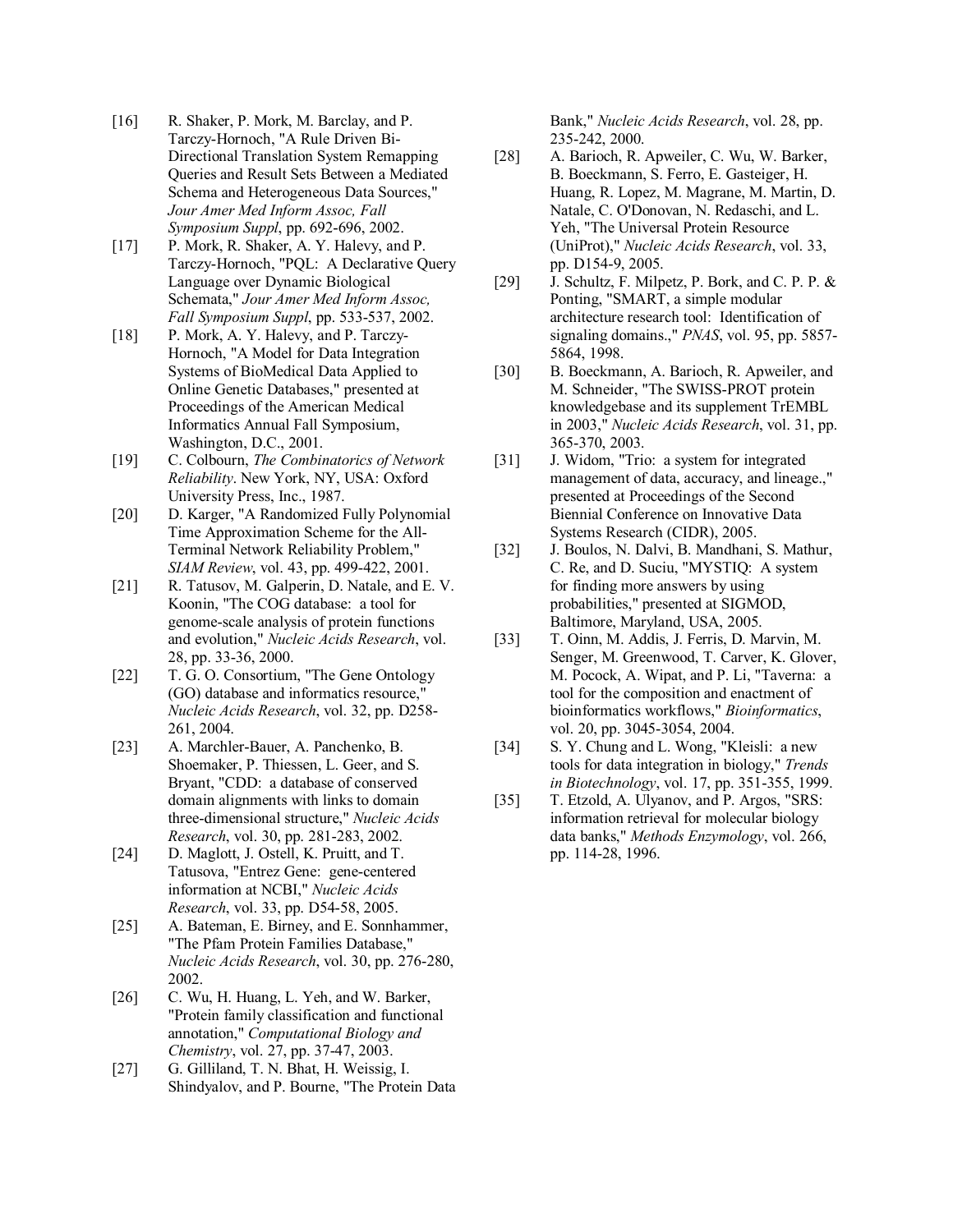[16] R. Shaker, P. Mork, M. Barclay, and P. Tarczy-Hornoch, "A Rule Driven Bi-Directional Translation System Remapping Queries and Result Sets Between a Mediated Schema and Heterogeneous Data Sources," *Jour Amer Med Inform Assoc, Fall Symposium Suppl*, pp. 692-696, 2002.

[17] P. Mork, R. Shaker, A. Y. Halevy, and P. Tarczy-Hornoch, "PQL: A Declarative Query Language over Dynamic Biological Schemata," *Jour Amer Med Inform Assoc, Fall Symposium Suppl*, pp. 533-537, 2002.

[18] P. Mork, A. Y. Halevy, and P. Tarczy-Hornoch, "A Model for Data Integration Systems of BioMedical Data Applied to Online Genetic Databases," presented at Proceedings of the American Medical Informatics Annual Fall Symposium, Washington, D.C., 2001.

[19] C. Colbourn, *The Combinatorics of Network Reliability*. New York, NY, USA: Oxford University Press, Inc., 1987.

[20] D. Karger, "A Randomized Fully Polynomial Time Approximation Scheme for the All-Terminal Network Reliability Problem," *SIAM Review*, vol. 43, pp. 499-422, 2001.

[21] R. Tatusov, M. Galperin, D. Natale, and E. V. Koonin, "The COG database: a tool for genome-scale analysis of protein functions and evolution," *Nucleic Acids Research*, vol. 28, pp. 33-36, 2000.

[22] T. G. O. Consortium, "The Gene Ontology (GO) database and informatics resource," *Nucleic Acids Research*, vol. 32, pp. D258-261, 2004.

[23] A. Marchler-Bauer, A. Panchenko, B. Shoemaker, P. Thiessen, L. Geer, and S. Bryant, "CDD: a database of conserved domain alignments with links to domain three-dimensional structure," *Nucleic Acids Research*, vol. 30, pp. 281-283, 2002.

[24] D. Maglott, J. Ostell, K. Pruitt, and T. Tatusova, "Entrez Gene: gene-centered information at NCBI," *Nucleic Acids Research*, vol. 33, pp. D54-58, 2005.

[25] A. Bateman, E. Birney, and E. Sonnhammer, "The Pfam Protein Families Database," *Nucleic Acids Research*, vol. 30, pp. 276-280, 2002.

[26] C. Wu, H. Huang, L. Yeh, and W. Barker, "Protein family classification and functional annotation," *Computational Biology and Chemistry*, vol. 27, pp. 37-47, 2003.

[27] G. Gilliland, T. N. Bhat, H. Weissig, I. Shindyalov, and P. Bourne, "The Protein Data Bank," *Nucleic Acids Research*, vol. 28, pp. 235-242, 2000.

[28] A. Barioch, R. Apweiler, C. Wu, W. Barker, B. Boeckmann, S. Ferro, E. Gasteiger, H. Huang, R. Lopez, M. Magrane, M. Martin, D. Natale, C. O'Donovan, N. Redaschi, and L. Yeh, "The Universal Protein Resource (UniProt)," *Nucleic Acids Research*, vol. 33, pp. D154-9, 2005.

[29] J. Schultz, F. Milpetz, P. Bork, and C. P. P. & Ponting, "SMART, a simple modular architecture research tool: Identification of signaling domains.," *PNAS*, vol. 95, pp. 5857-5864, 1998.

[30] B. Boeckmann, A. Barioch, R. Apweiler, and M. Schneider, "The SWISS-PROT protein knowledgebase and its supplement TrEMBL in 2003," *Nucleic Acids Research*, vol. 31, pp. 365-370, 2003.

[31] J. Widom, "Trio: a system for integrated management of data, accuracy, and lineage.," presented at Proceedings of the Second Biennial Conference on Innovative Data Systems Research (CIDR), 2005.

[32] J. Boulos, N. Dalvi, B. Mandhani, S. Mathur, C. Re, and D. Suciu, "MYSTIQ: A system for finding more answers by using probabilities," presented at SIGMOD, Baltimore, Maryland, USA, 2005.

[33] T. Oinn, M. Addis, J. Ferris, D. Marvin, M. Senger, M. Greenwood, T. Carver, K. Glover, M. Pocock, A. Wipat, and P. Li, "Taverna: a tool for the composition and enactment of bioinformatics workflows," *Bioinformatics*, vol. 20, pp. 3045-3054, 2004.

[34] S. Y. Chung and L. Wong, "Kleisli: a new tools for data integration in biology," *Trends in Biotechnology*, vol. 17, pp. 351-355, 1999.

[35] T. Etzold, A. Ulyanov, and P. Argos, "SRS: information retrieval for molecular biology data banks," *Methods Enzymology*, vol. 266, pp. 114-28, 1996.